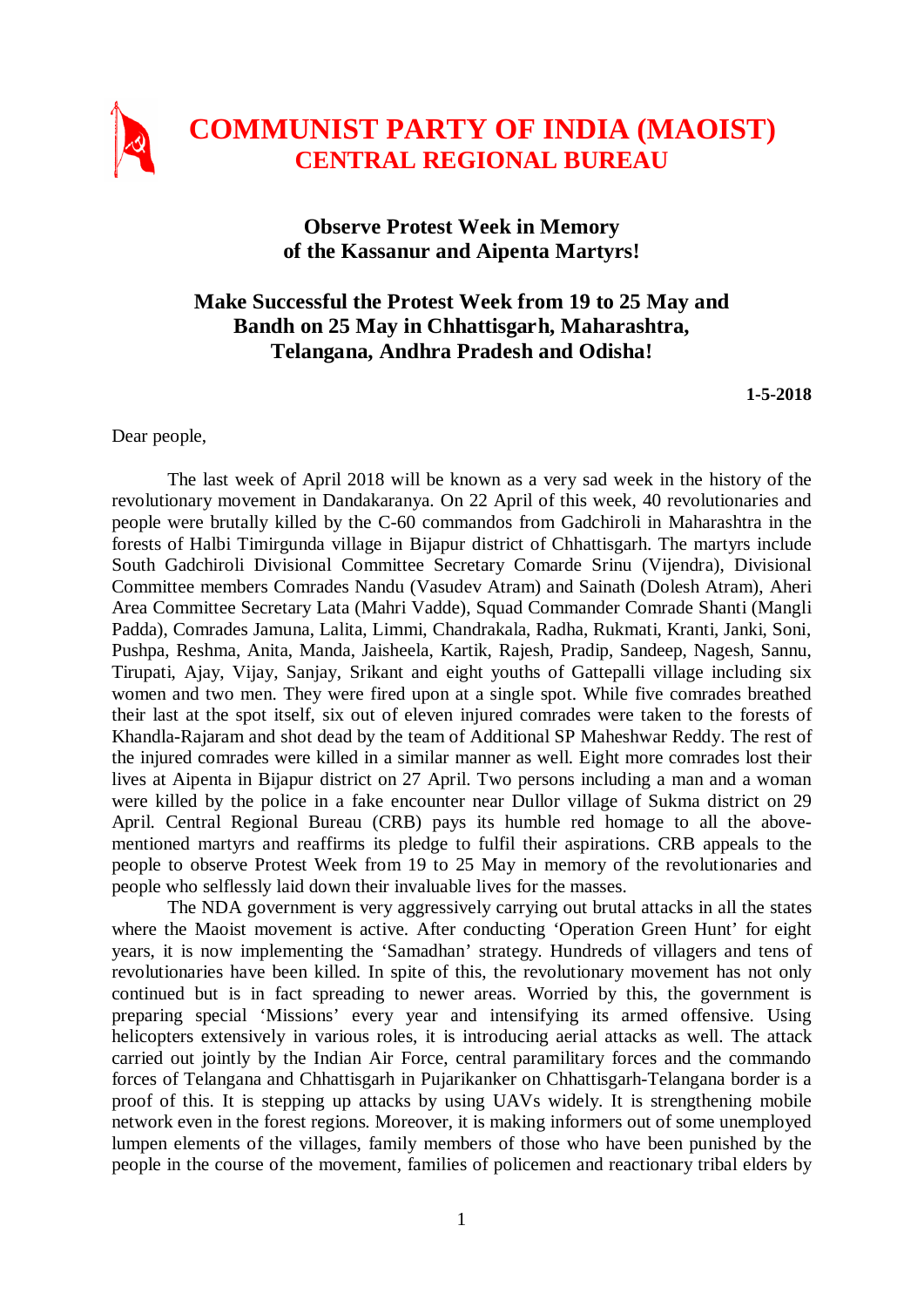# COMMUNIST PARTY OF INDIA (MAOIST)
## CENTRAL REGIONAL BUREAU

### Observe Protest Week in Memory of the Kassanur and Aipenta Martyrs!

### Make Successful the Protest Week from 19 to 25 May and Bandh on 25 May in Chhattisgarh, Maharashtra, Telangana, Andhra Pradesh and Odisha!

**1-5-2018**

Dear people,

The last week of April 2018 will be known as a very sad week in the history of the revolutionary movement in Dandakaranya. On 22 April of this week, 40 revolutionaries and people were brutally killed by the C-60 commandos from Gadchiroli in Maharashtra in the forests of Halbi Timirgunda village in Bijapur district of Chhattisgarh. The martyrs include South Gadchiroli Divisional Committee Secretary Comarde Srinu (Vijendra), Divisional Committee members Comrades Nandu (Vasudev Atram) and Sainath (Dolesh Atram), Aheri Area Committee Secretary Lata (Mahri Vadde), Squad Commander Comrade Shanti (Mangli Padda), Comrades Jamuna, Lalita, Limmi, Chandrakala, Radha, Rukmati, Kranti, Janki, Soni, Pushpa, Reshma, Anita, Manda, Jaisheela, Kartik, Rajesh, Pradip, Sandeep, Nagesh, Sannu, Tirupati, Ajay, Vijay, Sanjay, Srikant and eight youths of Gattepalli village including six women and two men. They were fired upon at a single spot. While five comrades breathed their last at the spot itself, six out of eleven injured comrades were taken to the forests of Khandla-Rajaram and shot dead by the team of Additional SP Maheshwar Reddy. The rest of the injured comrades were killed in a similar manner as well. Eight more comrades lost their lives at Aipenta in Bijapur district on 27 April. Two persons including a man and a woman were killed by the police in a fake encounter near Dullor village of Sukma district on 29 April. Central Regional Bureau (CRB) pays its humble red homage to all the above-mentioned martyrs and reaffirms its pledge to fulfil their aspirations. CRB appeals to the people to observe Protest Week from 19 to 25 May in memory of the revolutionaries and people who selflessly laid down their invaluable lives for the masses.

The NDA government is very aggressively carrying out brutal attacks in all the states where the Maoist movement is active. After conducting 'Operation Green Hunt' for eight years, it is now implementing the 'Samadhan' strategy. Hundreds of villagers and tens of revolutionaries have been killed. In spite of this, the revolutionary movement has not only continued but is in fact spreading to newer areas. Worried by this, the government is preparing special 'Missions' every year and intensifying its armed offensive. Using helicopters extensively in various roles, it is introducing aerial attacks as well. The attack carried out jointly by the Indian Air Force, central paramilitary forces and the commando forces of Telangana and Chhattisgarh in Pujarikanker on Chhattisgarh-Telangana border is a proof of this. It is stepping up attacks by using UAVs widely. It is strengthening mobile network even in the forest regions. Moreover, it is making informers out of some unemployed lumpen elements of the villages, family members of those who have been punished by the people in the course of the movement, families of policemen and reactionary tribal elders by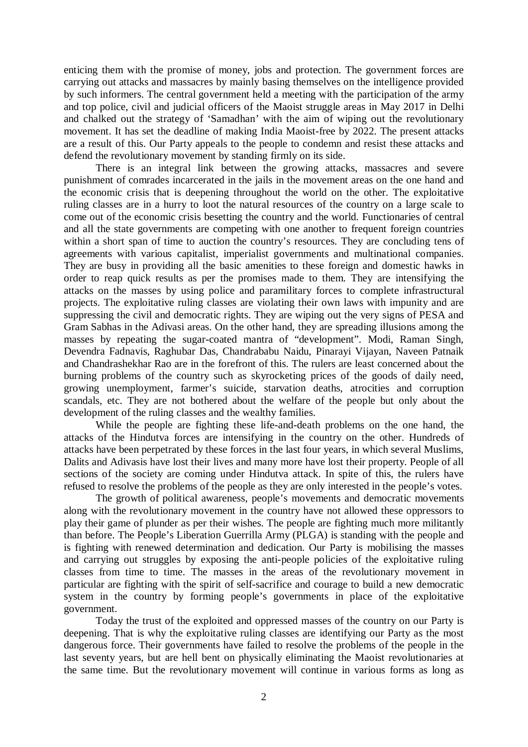enticing them with the promise of money, jobs and protection. The government forces are carrying out attacks and massacres by mainly basing themselves on the intelligence provided by such informers. The central government held a meeting with the participation of the army and top police, civil and judicial officers of the Maoist struggle areas in May 2017 in Delhi and chalked out the strategy of 'Samadhan' with the aim of wiping out the revolutionary movement. It has set the deadline of making India Maoist-free by 2022. The present attacks are a result of this. Our Party appeals to the people to condemn and resist these attacks and defend the revolutionary movement by standing firmly on its side.

There is an integral link between the growing attacks, massacres and severe punishment of comrades incarcerated in the jails in the movement areas on the one hand and the economic crisis that is deepening throughout the world on the other. The exploitative ruling classes are in a hurry to loot the natural resources of the country on a large scale to come out of the economic crisis besetting the country and the world. Functionaries of central and all the state governments are competing with one another to frequent foreign countries within a short span of time to auction the country's resources. They are concluding tens of agreements with various capitalist, imperialist governments and multinational companies. They are busy in providing all the basic amenities to these foreign and domestic hawks in order to reap quick results as per the promises made to them. They are intensifying the attacks on the masses by using police and paramilitary forces to complete infrastructural projects. The exploitative ruling classes are violating their own laws with impunity and are suppressing the civil and democratic rights. They are wiping out the very signs of PESA and Gram Sabhas in the Adivasi areas. On the other hand, they are spreading illusions among the masses by repeating the sugar-coated mantra of "development". Modi, Raman Singh, Devendra Fadnavis, Raghubar Das, Chandrababu Naidu, Pinarayi Vijayan, Naveen Patnaik and Chandrashekhar Rao are in the forefront of this. The rulers are least concerned about the burning problems of the country such as skyrocketing prices of the goods of daily need, growing unemployment, farmer's suicide, starvation deaths, atrocities and corruption scandals, etc. They are not bothered about the welfare of the people but only about the development of the ruling classes and the wealthy families.

While the people are fighting these life-and-death problems on the one hand, the attacks of the Hindutva forces are intensifying in the country on the other. Hundreds of attacks have been perpetrated by these forces in the last four years, in which several Muslims, Dalits and Adivasis have lost their lives and many more have lost their property. People of all sections of the society are coming under Hindutva attack. In spite of this, the rulers have refused to resolve the problems of the people as they are only interested in the people's votes.

The growth of political awareness, people's movements and democratic movements along with the revolutionary movement in the country have not allowed these oppressors to play their game of plunder as per their wishes. The people are fighting much more militantly than before. The People's Liberation Guerrilla Army (PLGA) is standing with the people and is fighting with renewed determination and dedication. Our Party is mobilising the masses and carrying out struggles by exposing the anti-people policies of the exploitative ruling classes from time to time. The masses in the areas of the revolutionary movement in particular are fighting with the spirit of self-sacrifice and courage to build a new democratic system in the country by forming people's governments in place of the exploitative government.

Today the trust of the exploited and oppressed masses of the country on our Party is deepening. That is why the exploitative ruling classes are identifying our Party as the most dangerous force. Their governments have failed to resolve the problems of the people in the last seventy years, but are hell bent on physically eliminating the Maoist revolutionaries at the same time. But the revolutionary movement will continue in various forms as long as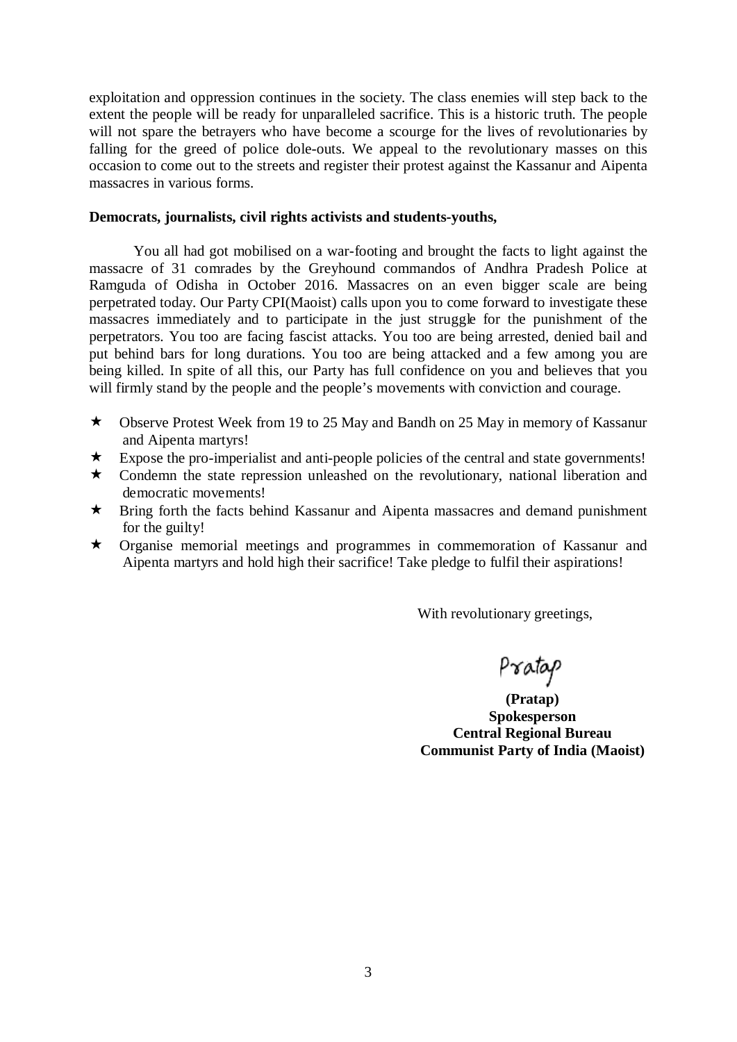exploitation and oppression continues in the society. The class enemies will step back to the extent the people will be ready for unparalleled sacrifice. This is a historic truth. The people will not spare the betrayers who have become a scourge for the lives of revolutionaries by falling for the greed of police dole-outs. We appeal to the revolutionary masses on this occasion to come out to the streets and register their protest against the Kassanur and Aipenta massacres in various forms.

**Democrats, journalists, civil rights activists and students-youths,**

You all had got mobilised on a war-footing and brought the facts to light against the massacre of 31 comrades by the Greyhound commandos of Andhra Pradesh Police at Ramguda of Odisha in October 2016. Massacres on an even bigger scale are being perpetrated today. Our Party CPI(Maoist) calls upon you to come forward to investigate these massacres immediately and to participate in the just struggle for the punishment of the perpetrators. You are facing fascist attacks. You too are being arrested, denied bail and put behind bars for long durations. You too are being attacked and a few among you are being killed. In spite of all this, our Party has full confidence on you and believes that you will firmly stand by the people and the people's movements with conviction and courage.

★ Observe Protest Week from 19 to 25 May and Bandh on 25 May in memory of Kassanur and Aipenta martyrs!
★ Expose the pro-imperialist and anti-people policies of the central and state governments!
★ Condemn the state repression unleashed on the revolutionary, national liberation and democratic movements!
★ Bring forth the facts behind Kassanur and Aipenta massacres and demand punishment for the guilty!
★ Organise memorial meetings and programmes in commemoration of Kassanur and Aipenta martyrs and hold high their sacrifice! Take pledge to fulfil their aspirations!

With revolutionary greetings,

Pratap

**(Pratap)**
**Spokesperson**
**Central Regional Bureau**
**Communist Party of India (Maoist)**